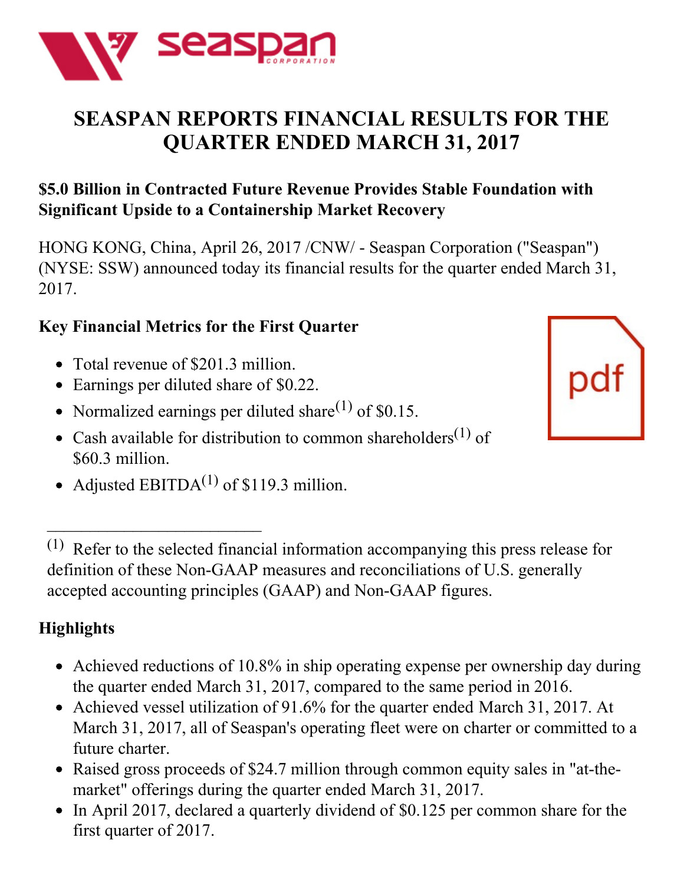# SEASPAN REPORTS FINANCIAL RESULTS FOR THE QUARTER ENDED MARCH 31, 2017

### $5.0 Billion in Contracted Future Revenue Provides Stable Foundation with Significant Upside to a Containership Market Recovery

HONG KONG, China, April 26, 2017 /CNW/ - Seaspan Corporation ("Seaspan") (NYSE: SSW) announced today its financial results for the quarter ended March 31, 2017.

### Key Financial Metrics for the First Quarter

- Total revenue of $201.3 million.
- Earnings per diluted share of $0.22.
- Normalized earnings per diluted share[1] of $0.15.
- Cash available for distribution to common shareholders[1] of $60.3 million.
- Adjusted EBITDA[1] of $119.3 million.

___________________________

[1] Refer to the selected financial information accompanying this press release for definition of these Non-GAAP measures and reconciliations of U.S. generally accepted accounting principles (GAAP) and Non-GAAP figures.

### Highlights

- Achieved reductions of 10.8% in ship operating expense per ownership day during the quarter ended March 31, 2017, compared to the same period in 2016.
- Achieved vessel utilization of 91.6% for the quarter ended March 31, 2017. At March 31, 2017, all of Seaspan's operating fleet were on charter or committed to a future charter.
- Raised gross proceeds of $24.7 million through common equity sales in "at-the-market" offerings during the quarter ended March 31, 2017.
- In April 2017, declared a quarterly dividend of $0.125 per common share for the first quarter of 2017.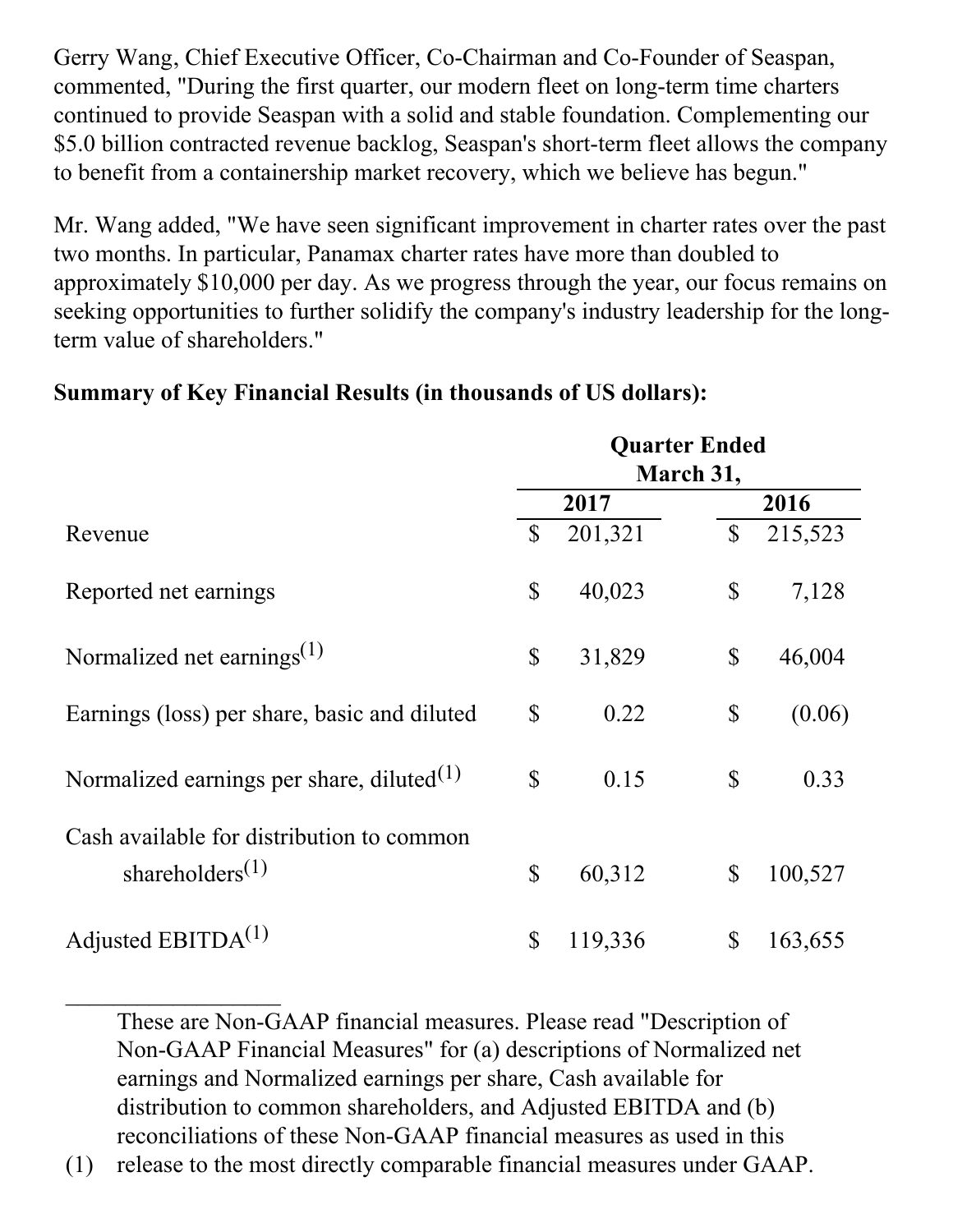Gerry Wang, Chief Executive Officer, Co-Chairman and Co-Founder of Seaspan, commented, "During the first quarter, our modern fleet on long-term time charters continued to provide Seaspan with a solid and stable foundation. Complementing our $5.0 billion contracted revenue backlog, Seaspan's short-term fleet allows the company to benefit from a containership market recovery, which we believe has begun."

Mr. Wang added, "We have seen significant improvement in charter rates over the past two months. In particular, Panamax charter rates have more than doubled to approximately $10,000 per day. As we progress through the year, our focus remains on seeking opportunities to further solidify the company's industry leadership for the long-term value of shareholders."

**Summary of Key Financial Results (in thousands of US dollars):**

| | Quarter Ended March 31, | |
|---|---|---|
| | 2017 | 2016 |
| Revenue | $ 201,321 | $ 215,523 |
| Reported net earnings | $ 40,023 | $ 7,128 |
| Normalized net earnings[(1)] | $ 31,829 | $ 46,004 |
| Earnings (loss) per share, basic and diluted | $ 0.22 | $ (0.06) |
| Normalized earnings per share, diluted[(1)] | $ 0.15 | $ 0.33 |
| Cash available for distribution to common shareholders[(1)] | $ 60,312 | $ 100,527 |
| Adjusted EBITDA[(1)] | $ 119,336 | $ 163,655 |

(1) These are Non-GAAP financial measures. Please read "Description of Non-GAAP Financial Measures" for (a) descriptions of Normalized net earnings and Normalized earnings per share, Cash available for distribution to common shareholders, and Adjusted EBITDA and (b) reconciliations of these Non-GAAP financial measures as used in this release to the most directly comparable financial measures under GAAP.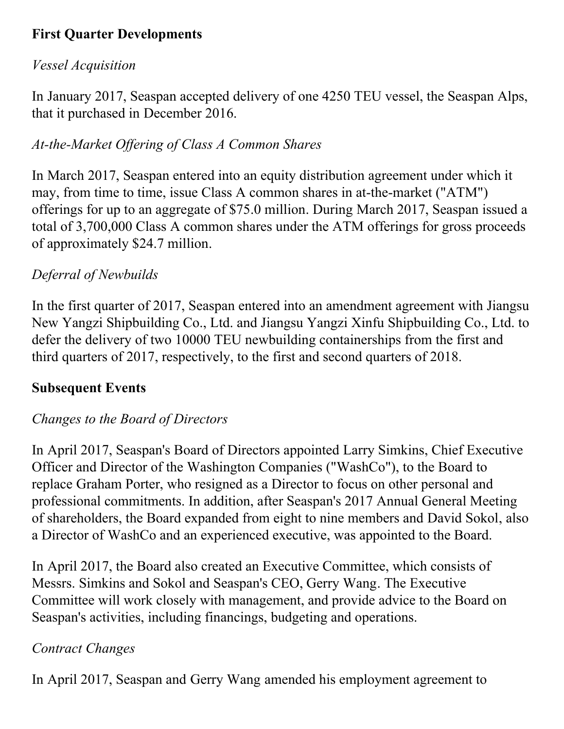## First Quarter Developments

*Vessel Acquisition*

In January 2017, Seaspan accepted delivery of one 4250 TEU vessel, the Seaspan Alps, that it purchased in December 2016.

*At-the-Market Offering of Class A Common Shares*

In March 2017, Seaspan entered into an equity distribution agreement under which it may, from time to time, issue Class A common shares in at-the-market ("ATM") offerings for up to an aggregate of $75.0 million. During March 2017, Seaspan issued a total of 3,700,000 Class A common shares under the ATM offerings for gross proceeds of approximately $24.7 million.

*Deferral of Newbuilds*

In the first quarter of 2017, Seaspan entered into an amendment agreement with Jiangsu New Yangzi Shipbuilding Co., Ltd. and Jiangsu Yangzi Xinfu Shipbuilding Co., Ltd. to defer the delivery of two 10000 TEU newbuilding containerships from the first and third quarters of 2017, respectively, to the first and second quarters of 2018.

## Subsequent Events

*Changes to the Board of Directors*

In April 2017, Seaspan's Board of Directors appointed Larry Simkins, Chief Executive Officer and Director of the Washington Companies ("WashCo"), to the Board to replace Graham Porter, who resigned as a Director to focus on other personal and professional commitments. In addition, after Seaspan's 2017 Annual General Meeting of shareholders, the Board expanded from eight to nine members and David Sokol, also a Director of WashCo and an experienced executive, was appointed to the Board.

In April 2017, the Board also created an Executive Committee, which consists of Messrs. Simkins and Sokol and Seaspan's CEO, Gerry Wang. The Executive Committee will work closely with management, and provide advice to the Board on Seaspan's activities, including financings, budgeting and operations.

*Contract Changes*

In April 2017, Seaspan and Gerry Wang amended his employment agreement to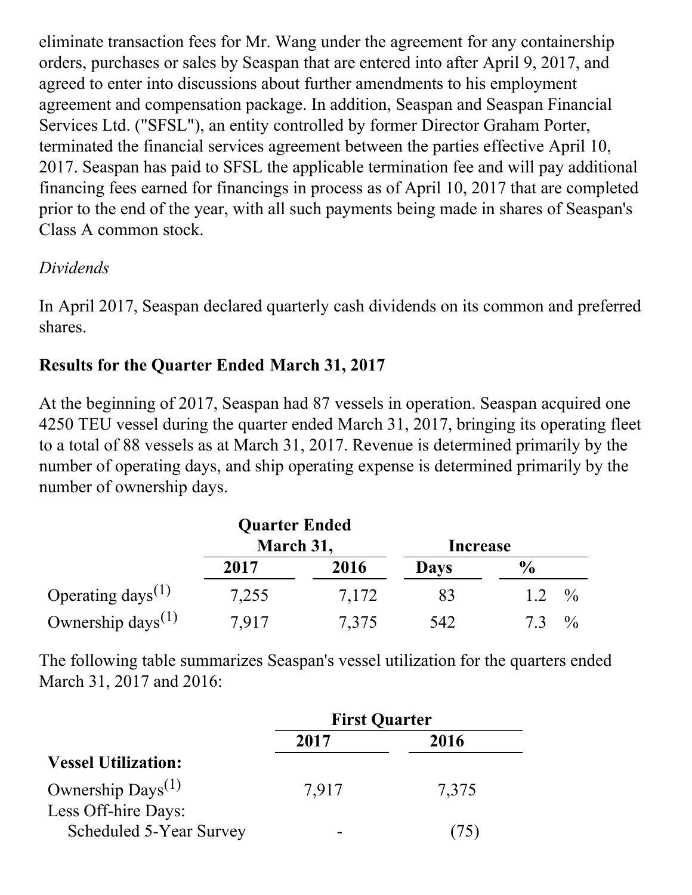eliminate transaction fees for Mr. Wang under the agreement for any containership orders, purchases or sales by Seaspan that are entered into after April 9, 2017, and agreed to enter into discussions about further amendments to his employment agreement and compensation package. In addition, Seaspan and Seaspan Financial Services Ltd. ("SFSL"), an entity controlled by former Director Graham Porter, terminated the financial services agreement between the parties effective April 10, 2017. Seaspan has paid to SFSL the applicable termination fee and will pay additional financing fees earned for financings in process as of April 10, 2017 that are completed prior to the end of the year, with all such payments being made in shares of Seaspan's Class A common stock.

*Dividends*

In April 2017, Seaspan declared quarterly cash dividends on its common and preferred shares.

**Results for the Quarter Ended March 31, 2017**

At the beginning of 2017, Seaspan had 87 vessels in operation. Seaspan acquired one 4250 TEU vessel during the quarter ended March 31, 2017, bringing its operating fleet to a total of 88 vessels as at March 31, 2017. Revenue is determined primarily by the number of operating days, and ship operating expense is determined primarily by the number of ownership days.

| | Quarter Ended March 31, | | Increase | |
|---|---|---|---|---|
| | 2017 | 2016 | Days | % |
| Operating days(1) | 7,255 | 7,172 | 83 | 1.2 % |
| Ownership days(1) | 7,917 | 7,375 | 542 | 7.3 % |

The following table summarizes Seaspan's vessel utilization for the quarters ended March 31, 2017 and 2016:

| | First Quarter | |
|---|---|---|
| | 2017 | 2016 |
| **Vessel Utilization:** | | |
| Ownership Days(1) | 7,917 | 7,375 |
| Less Off-hire Days: | | |
| Scheduled 5-Year Survey | - | (75) |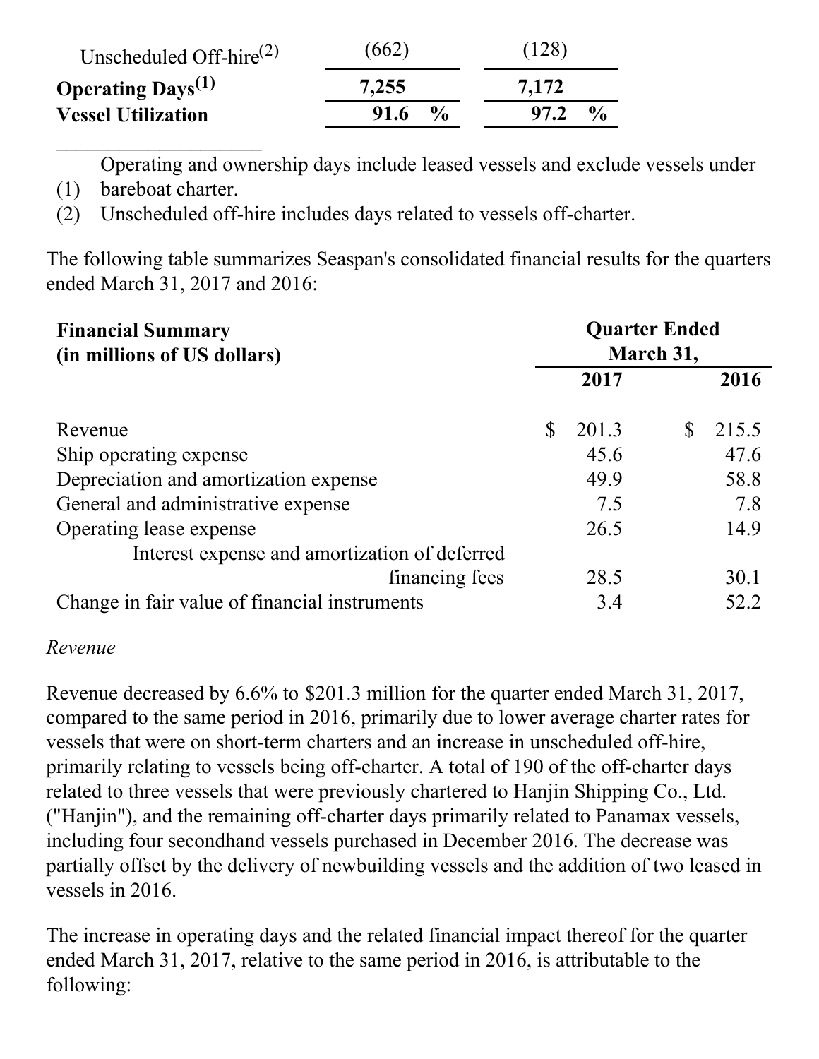| | | |
|---|---|---|
| Unscheduled Off-hire(2) | (662) | (128) |
| **Operating Days(1)** | **7,255** | **7,172** |
| **Vessel Utilization** | **91.6 %** | **97.2 %** |

(1) Operating and ownership days include leased vessels and exclude vessels under bareboat charter.
(2) Unscheduled off-hire includes days related to vessels off-charter.

The following table summarizes Seaspan's consolidated financial results for the quarters ended March 31, 2017 and 2016:

| **Financial Summary (in millions of US dollars)** | **Quarter Ended March 31,** | |
|---|---|---|
| | **2017** | **2016** |
| Revenue | $ 201.3 | $ 215.5 |
| Ship operating expense | 45.6 | 47.6 |
| Depreciation and amortization expense | 49.9 | 58.8 |
| General and administrative expense | 7.5 | 7.8 |
| Operating lease expense | 26.5 | 14.9 |
| Interest expense and amortization of deferred financing fees | 28.5 | 30.1 |
| Change in fair value of financial instruments | 3.4 | 52.2 |

*Revenue*

Revenue decreased by 6.6% to $201.3 million for the quarter ended March 31, 2017, compared to the same period in 2016, primarily due to lower average charter rates for vessels that were on short-term charters and an increase in unscheduled off-hire, primarily relating to vessels being off-charter. A total of 190 of the off-charter days related to three vessels that were previously chartered to Hanjin Shipping Co., Ltd. ("Hanjin"), and the remaining off-charter days primarily related to Panamax vessels, including four secondhand vessels purchased in December 2016. The decrease was partially offset by the delivery of newbuilding vessels and the addition of two leased in vessels in 2016.

The increase in operating days and the related financial impact thereof for the quarter ended March 31, 2017, relative to the same period in 2016, is attributable to the following: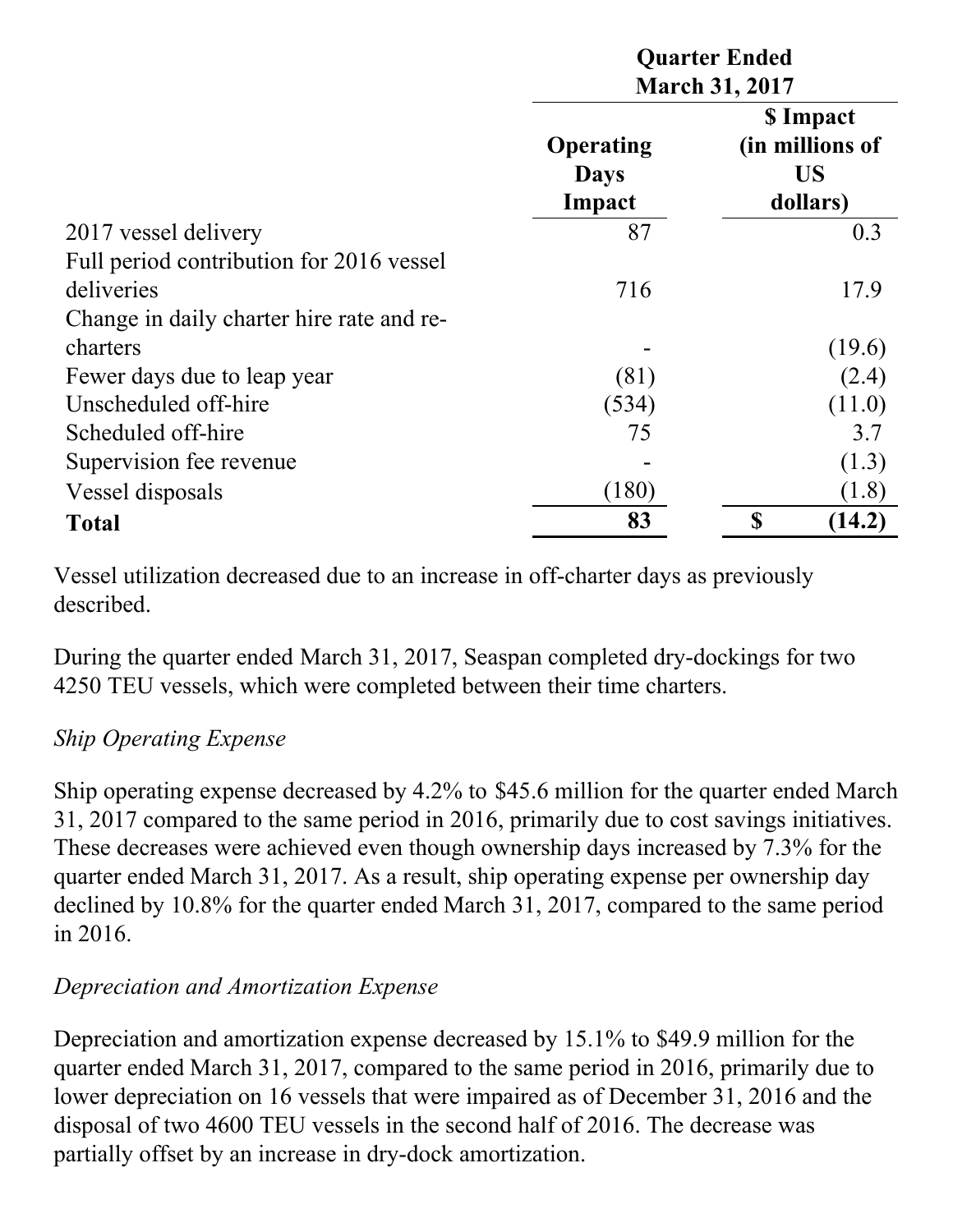| | Quarter Ended March 31, 2017 | |
|---|---|---|
| | Operating Days Impact | $ Impact (in millions of US dollars) |
| 2017 vessel delivery | 87 | 0.3 |
| Full period contribution for 2016 vessel deliveries | 716 | 17.9 |
| Change in daily charter hire rate and re-charters | - | (19.6) |
| Fewer days due to leap year | (81) | (2.4) |
| Unscheduled off-hire | (534) | (11.0) |
| Scheduled off-hire | 75 | 3.7 |
| Supervision fee revenue | - | (1.3) |
| Vessel disposals | (180) | (1.8) |
| **Total** | **83** | **$ (14.2)** |

Vessel utilization decreased due to an increase in off-charter days as previously described.

During the quarter ended March 31, 2017, Seaspan completed dry-dockings for two 4250 TEU vessels, which were completed between their time charters.

*Ship Operating Expense*

Ship operating expense decreased by 4.2% to $45.6 million for the quarter ended March 31, 2017 compared to the same period in 2016, primarily due to cost savings initiatives. These decreases were achieved even though ownership days increased by 7.3% for the quarter ended March 31, 2017. As a result, ship operating expense per ownership day declined by 10.8% for the quarter ended March 31, 2017, compared to the same period in 2016.

*Depreciation and Amortization Expense*

Depreciation and amortization expense decreased by 15.1% to $49.9 million for the quarter ended March 31, 2017, compared to the same period in 2016, primarily due to lower depreciation on 16 vessels that were impaired as of December 31, 2016 and the disposal of two 4600 TEU vessels in the second half of 2016. The decrease was partially offset by an increase in dry-dock amortization.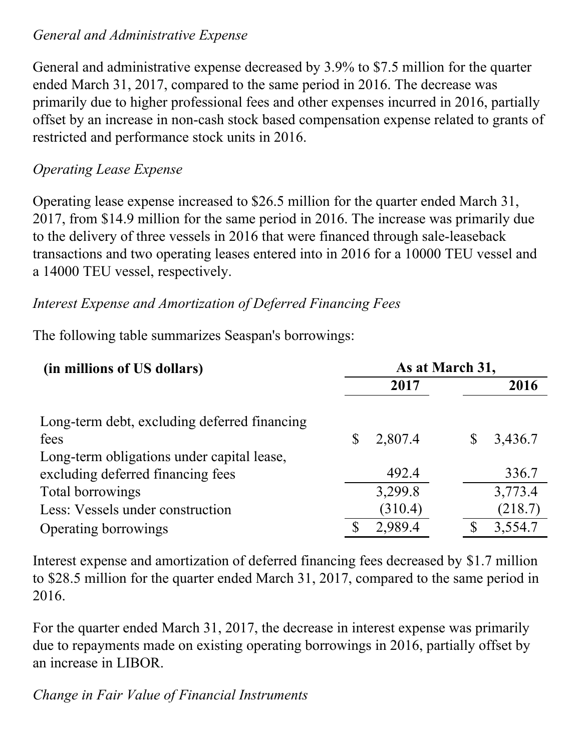*General and Administrative Expense*

General and administrative expense decreased by 3.9% to $7.5 million for the quarter ended March 31, 2017, compared to the same period in 2016. The decrease was primarily due to higher professional fees and other expenses incurred in 2016, partially offset by an increase in non-cash stock based compensation expense related to grants of restricted and performance stock units in 2016.

*Operating Lease Expense*

Operating lease expense increased to $26.5 million for the quarter ended March 31, 2017, from $14.9 million for the same period in 2016. The increase was primarily due to the delivery of three vessels in 2016 that were financed through sale-leaseback transactions and two operating leases entered into in 2016 for a 10000 TEU vessel and a 14000 TEU vessel, respectively.

*Interest Expense and Amortization of Deferred Financing Fees*

The following table summarizes Seaspan's borrowings:

| (in millions of US dollars) | As at March 31, 2017 | As at March 31, 2016 |
|---|---|---|
| Long-term debt, excluding deferred financing fees | $ 2,807.4 | $ 3,436.7 |
| Long-term obligations under capital lease, excluding deferred financing fees | 492.4 | 336.7 |
| Total borrowings | 3,299.8 | 3,773.4 |
| Less: Vessels under construction | (310.4) | (218.7) |
| Operating borrowings | $ 2,989.4 | $ 3,554.7 |

Interest expense and amortization of deferred financing fees decreased by $1.7 million to $28.5 million for the quarter ended March 31, 2017, compared to the same period in 2016.

For the quarter ended March 31, 2017, the decrease in interest expense was primarily due to repayments made on existing operating borrowings in 2016, partially offset by an increase in LIBOR.

*Change in Fair Value of Financial Instruments*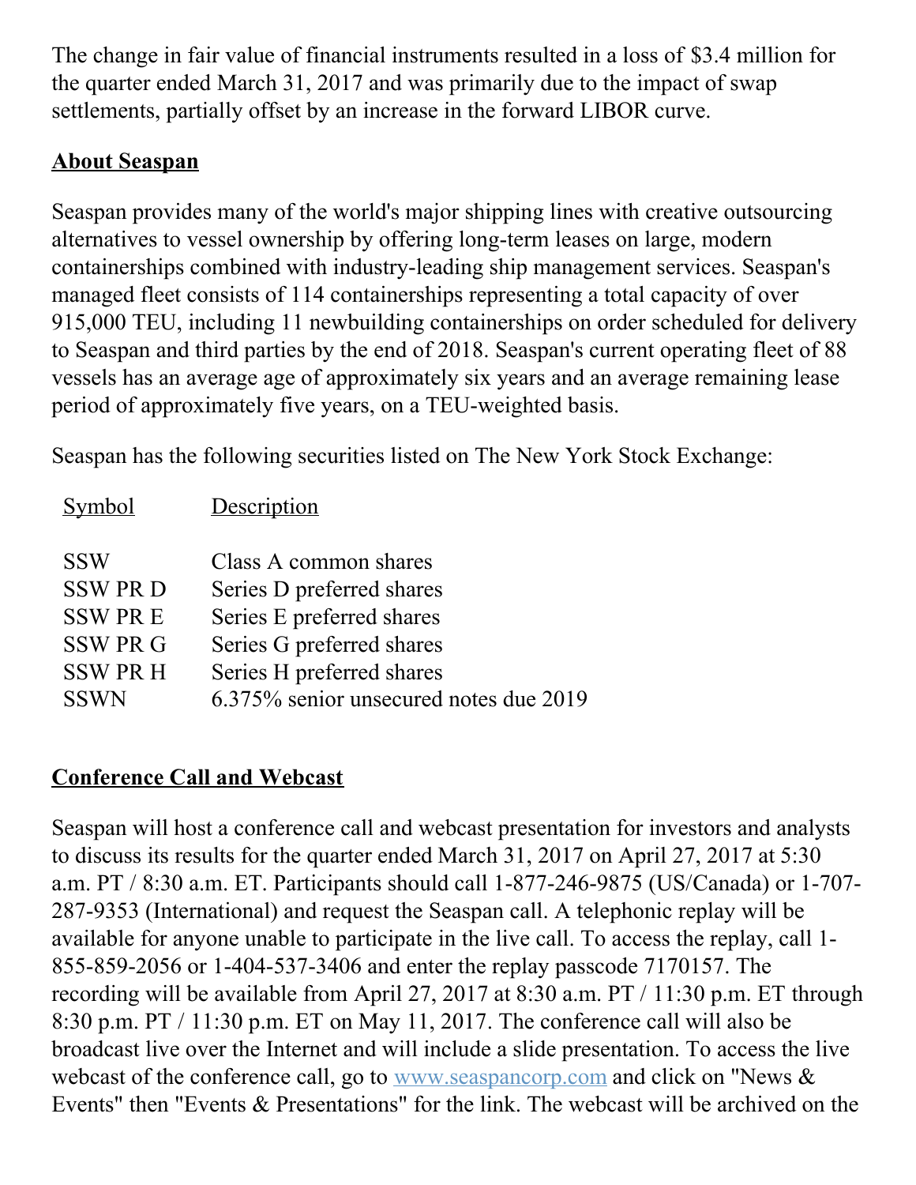The change in fair value of financial instruments resulted in a loss of $3.4 million for the quarter ended March 31, 2017 and was primarily due to the impact of swap settlements, partially offset by an increase in the forward LIBOR curve.

## About Seaspan

Seaspan provides many of the world's major shipping lines with creative outsourcing alternatives to vessel ownership by offering long-term leases on large, modern containerships combined with industry-leading ship management services. Seaspan's managed fleet consists of 114 containerships representing a total capacity of over 915,000 TEU, including 11 newbuilding containerships on order scheduled for delivery to Seaspan and third parties by the end of 2018. Seaspan's current operating fleet of 88 vessels has an average age of approximately six years and an average remaining lease period of approximately five years, on a TEU-weighted basis.

Seaspan has the following securities listed on The New York Stock Exchange:

| Symbol | Description |
| --- | --- |
| SSW | Class A common shares |
| SSW PR D | Series D preferred shares |
| SSW PR E | Series E preferred shares |
| SSW PR G | Series G preferred shares |
| SSW PR H | Series H preferred shares |
| SSWN | 6.375% senior unsecured notes due 2019 |

## Conference Call and Webcast

Seaspan will host a conference call and webcast presentation for investors and analysts to discuss its results for the quarter ended March 31, 2017 on April 27, 2017 at 5:30 a.m. PT / 8:30 a.m. ET. Participants should call 1-877-246-9875 (US/Canada) or 1-707-287-9353 (International) and request the Seaspan call. A telephonic replay will be available for anyone unable to participate in the live call. To access the replay, call 1-855-859-2056 or 1-404-537-3406 and enter the replay passcode 7170157. The recording will be available from April 27, 2017 at 8:30 a.m. PT / 11:30 p.m. ET through 8:30 p.m. PT / 11:30 p.m. ET on May 11, 2017. The conference call will also be broadcast live over the Internet and will include a slide presentation. To access the live webcast of the conference call, go to [www.seaspancorp.com](http://www.seaspancorp.com) and click on "News & Events" then "Events & Presentations" for the link. The webcast will be archived on the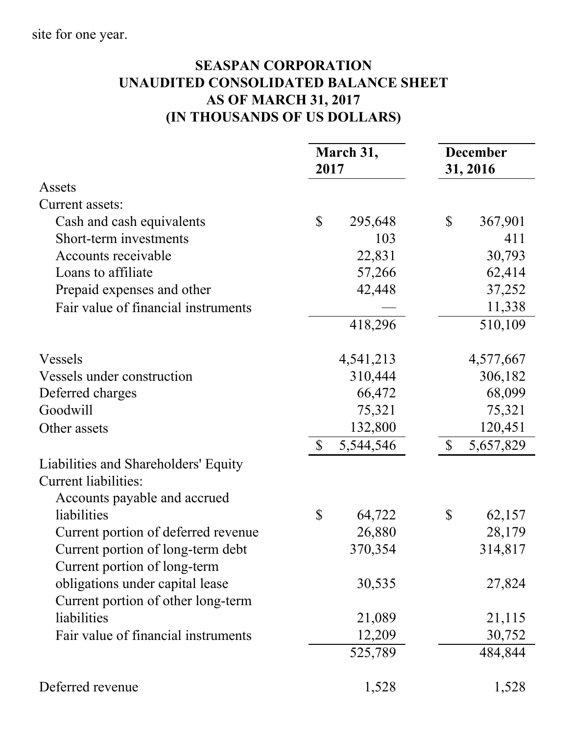site for one year.

**SEASPAN CORPORATION**
**UNAUDITED CONSOLIDATED BALANCE SHEET**
**AS OF MARCH 31, 2017**
**(IN THOUSANDS OF US DOLLARS)**

| | March 31, 2017 | December 31, 2016 |
|---|---|---|
| Assets | | |
| Current assets: | | |
| Cash and cash equivalents | $ 295,648 | $ 367,901 |
| Short-term investments | 103 | 411 |
| Accounts receivable | 22,831 | 30,793 |
| Loans to affiliate | 57,266 | 62,414 |
| Prepaid expenses and other | 42,448 | 37,252 |
| Fair value of financial instruments | — | 11,338 |
| | 418,296 | 510,109 |
| Vessels | 4,541,213 | 4,577,667 |
| Vessels under construction | 310,444 | 306,182 |
| Deferred charges | 66,472 | 68,099 |
| Goodwill | 75,321 | 75,321 |
| Other assets | 132,800 | 120,451 |
| | $ 5,544,546 | $ 5,657,829 |
| Liabilities and Shareholders' Equity | | |
| Current liabilities: | | |
| Accounts payable and accrued liabilities | $ 64,722 | $ 62,157 |
| Current portion of deferred revenue | 26,880 | 28,179 |
| Current portion of long-term debt | 370,354 | 314,817 |
| Current portion of long-term obligations under capital lease | 30,535 | 27,824 |
| Current portion of other long-term liabilities | 21,089 | 21,115 |
| Fair value of financial instruments | 12,209 | 30,752 |
| | 525,789 | 484,844 |
| Deferred revenue | 1,528 | 1,528 |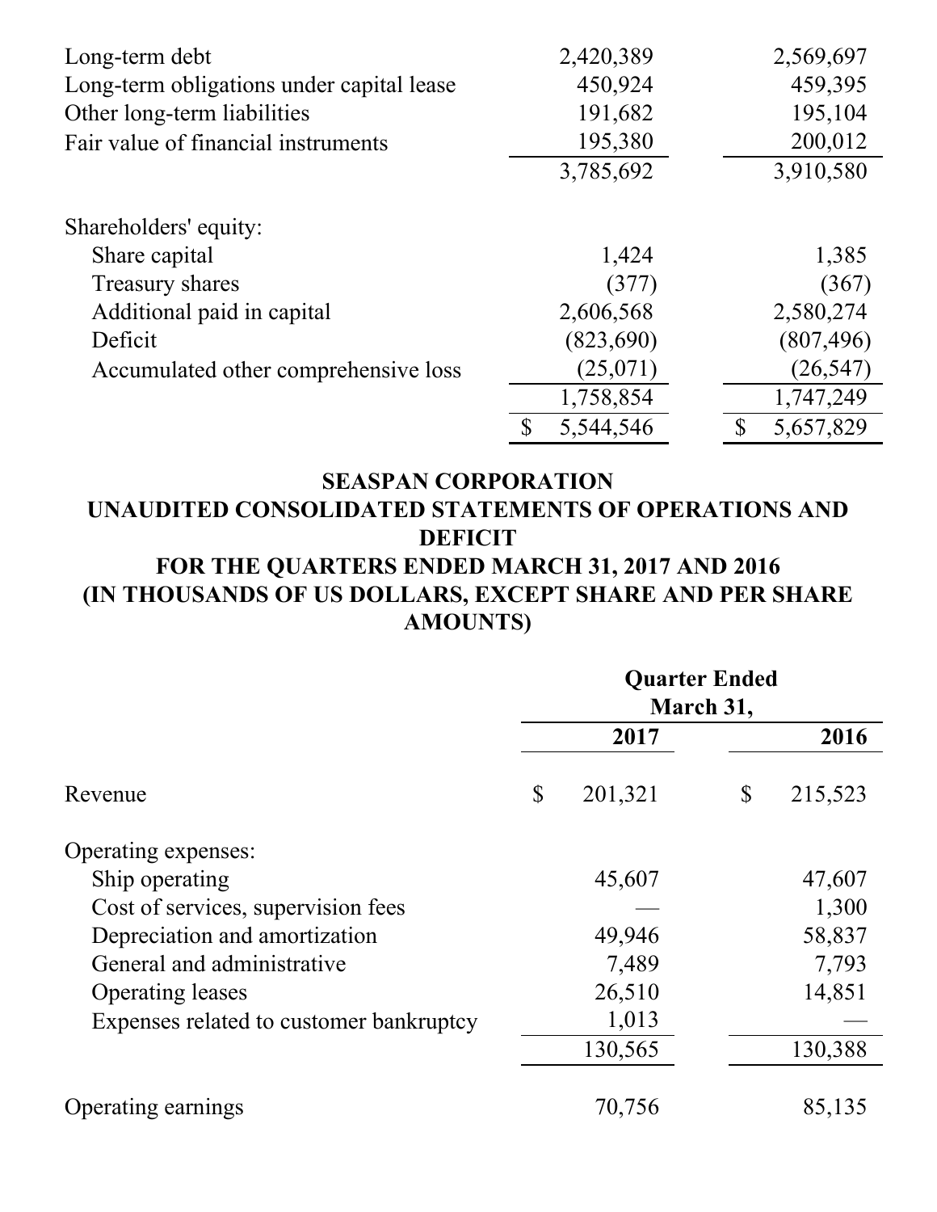| | | |
|---|---|---|
| Long-term debt | 2,420,389 | 2,569,697 |
| Long-term obligations under capital lease | 450,924 | 459,395 |
| Other long-term liabilities | 191,682 | 195,104 |
| Fair value of financial instruments | 195,380 | 200,012 |
| | 3,785,692 | 3,910,580 |
| | | |
| Shareholders' equity: | | |
| Share capital | 1,424 | 1,385 |
| Treasury shares | (377) | (367) |
| Additional paid in capital | 2,606,568 | 2,580,274 |
| Deficit | (823,690) | (807,496) |
| Accumulated other comprehensive loss | (25,071) | (26,547) |
| | 1,758,854 | 1,747,249 |
| | $ 5,544,546 | $ 5,657,829 |

**SEASPAN CORPORATION**
**UNAUDITED CONSOLIDATED STATEMENTS OF OPERATIONS AND DEFICIT**
**FOR THE QUARTERS ENDED MARCH 31, 2017 AND 2016**
**(IN THOUSANDS OF US DOLLARS, EXCEPT SHARE AND PER SHARE AMOUNTS)**

| | Quarter Ended March 31, | |
|---|---|---|
| | **2017** | **2016** |
| Revenue | $ 201,321 | $ 215,523 |
| | | |
| Operating expenses: | | |
| Ship operating | 45,607 | 47,607 |
| Cost of services, supervision fees | — | 1,300 |
| Depreciation and amortization | 49,946 | 58,837 |
| General and administrative | 7,489 | 7,793 |
| Operating leases | 26,510 | 14,851 |
| Expenses related to customer bankruptcy | 1,013 | — |
| | 130,565 | 130,388 |
| | | |
| Operating earnings | 70,756 | 85,135 |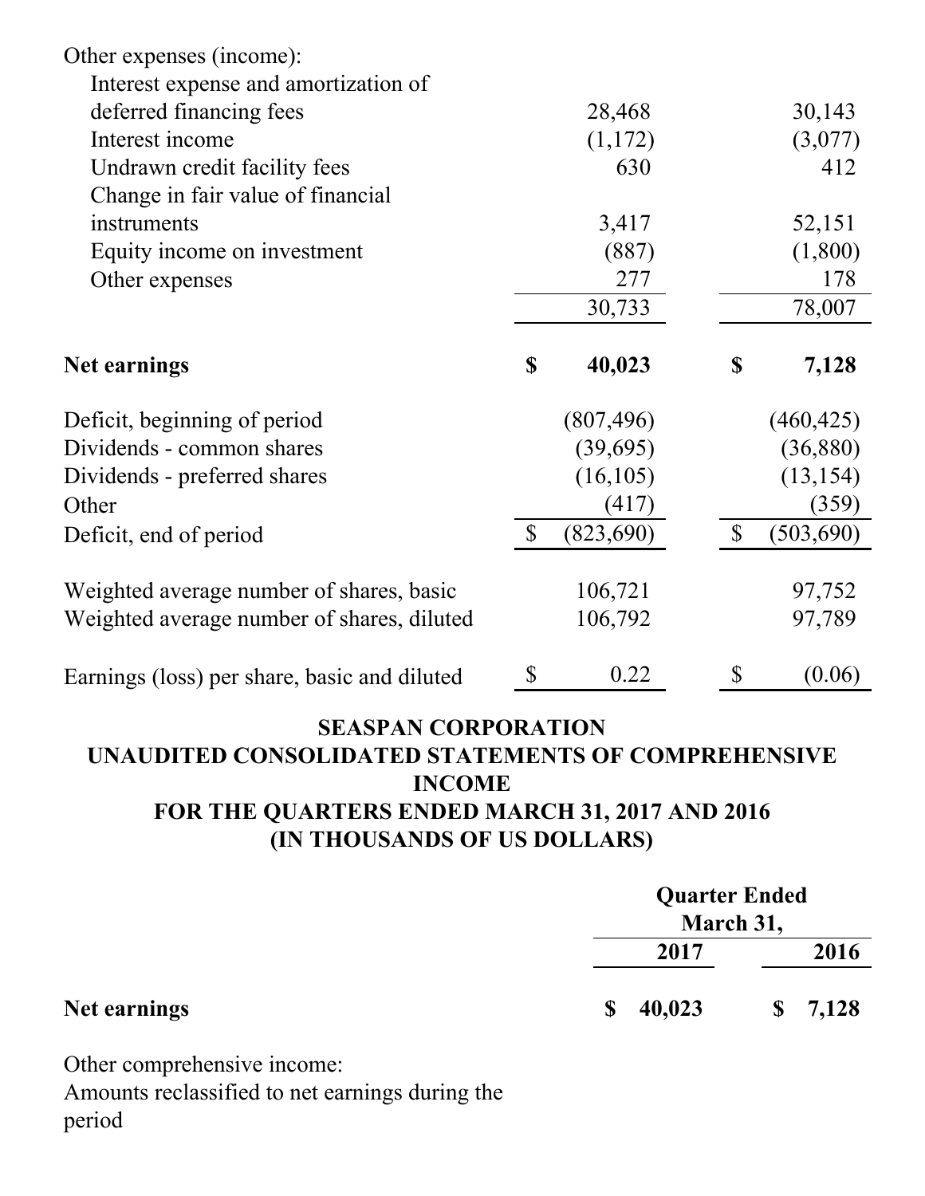| | 2017 | 2016 |
|---|---|---|
| Other expenses (income): | | |
| Interest expense and amortization of deferred financing fees | 28,468 | 30,143 |
| Interest income | (1,172) | (3,077) |
| Undrawn credit facility fees | 630 | 412 |
| Change in fair value of financial instruments | 3,417 | 52,151 |
| Equity income on investment | (887) | (1,800) |
| Other expenses | 277 | 178 |
| | 30,733 | 78,007 |
| **Net earnings** | **$ 40,023** | **$ 7,128** |
| Deficit, beginning of period | (807,496) | (460,425) |
| Dividends - common shares | (39,695) | (36,880) |
| Dividends - preferred shares | (16,105) | (13,154) |
| Other | (417) | (359) |
| Deficit, end of period | $ (823,690) | $ (503,690) |
| Weighted average number of shares, basic | 106,721 | 97,752 |
| Weighted average number of shares, diluted | 106,792 | 97,789 |
| Earnings (loss) per share, basic and diluted | $ 0.22 | $ (0.06) |

## SEASPAN CORPORATION
## UNAUDITED CONSOLIDATED STATEMENTS OF COMPREHENSIVE INCOME
## FOR THE QUARTERS ENDED MARCH 31, 2017 AND 2016
## (IN THOUSANDS OF US DOLLARS)

| | Quarter Ended March 31, | |
|---|---|---|
| | **2017** | **2016** |
| **Net earnings** | **$ 40,023** | **$ 7,128** |
| Other comprehensive income: | | |
| Amounts reclassified to net earnings during the period | | |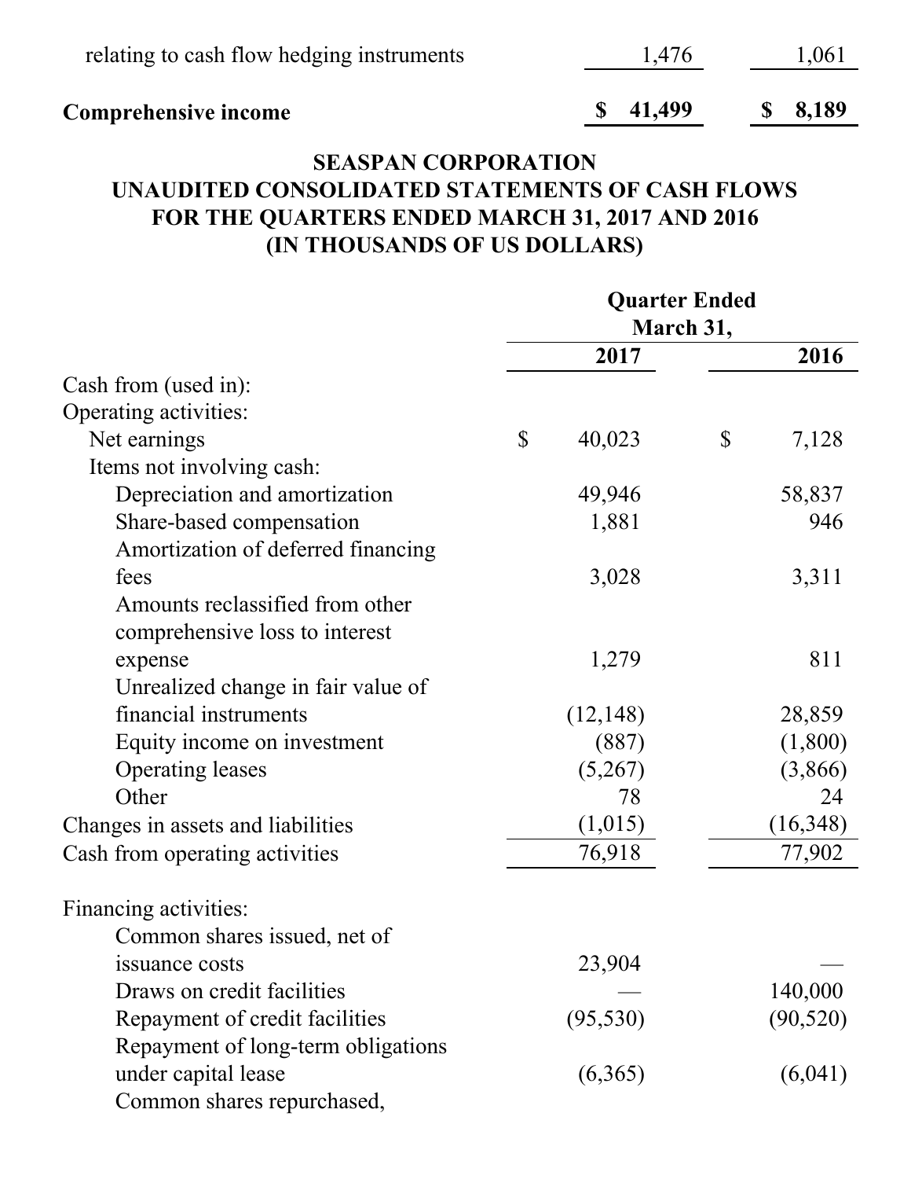| | | |
|---|---|---|
| relating to cash flow hedging instruments | 1,476 | 1,061 |
| **Comprehensive income** | **$ 41,499** | **$ 8,189** |

## SEASPAN CORPORATION
## UNAUDITED CONSOLIDATED STATEMENTS OF CASH FLOWS
## FOR THE QUARTERS ENDED MARCH 31, 2017 AND 2016
## (IN THOUSANDS OF US DOLLARS)

| | Quarter Ended March 31, | |
|---|---|---|
| | **2017** | **2016** |
| Cash from (used in): | | |
| Operating activities: | | |
| Net earnings | $ 40,023 | $ 7,128 |
| Items not involving cash: | | |
| Depreciation and amortization | 49,946 | 58,837 |
| Share-based compensation | 1,881 | 946 |
| Amortization of deferred financing fees | 3,028 | 3,311 |
| Amounts reclassified from other comprehensive loss to interest expense | 1,279 | 811 |
| Unrealized change in fair value of financial instruments | (12,148) | 28,859 |
| Equity income on investment | (887) | (1,800) |
| Operating leases | (5,267) | (3,866) |
| Other | 78 | 24 |
| Changes in assets and liabilities | (1,015) | (16,348) |
| Cash from operating activities | 76,918 | 77,902 |
| | | |
| Financing activities: | | |
| Common shares issued, net of issuance costs | 23,904 | — |
| Draws on credit facilities | — | 140,000 |
| Repayment of credit facilities | (95,530) | (90,520) |
| Repayment of long-term obligations under capital lease | (6,365) | (6,041) |
| Common shares repurchased, | | |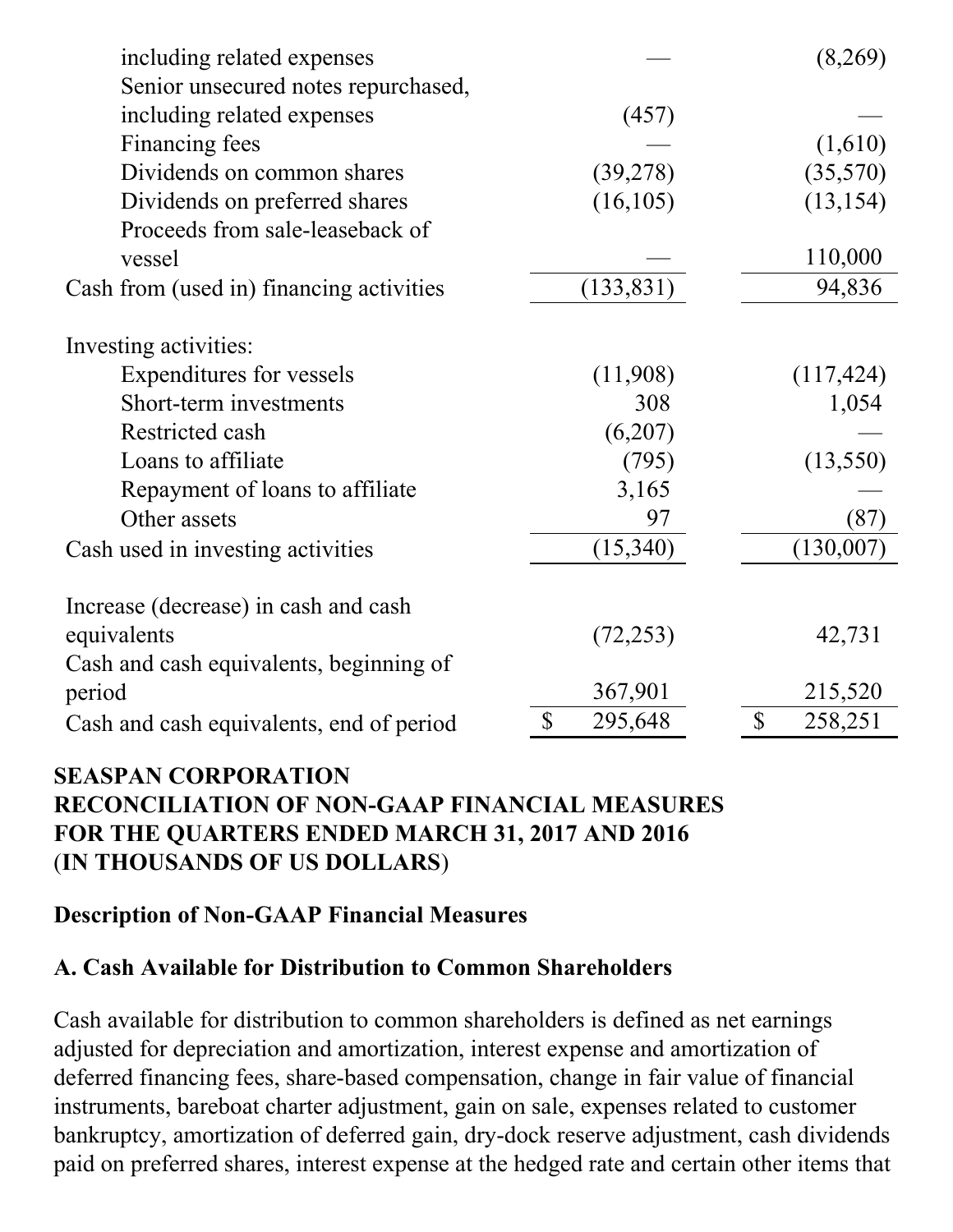| | | |
|---|---|---|
| including related expenses | — | (8,269) |
| Senior unsecured notes repurchased, including related expenses | (457) | — |
| Financing fees | — | (1,610) |
| Dividends on common shares | (39,278) | (35,570) |
| Dividends on preferred shares | (16,105) | (13,154) |
| Proceeds from sale-leaseback of vessel | — | 110,000 |
| Cash from (used in) financing activities | (133,831) | 94,836 |
| | | |
| Investing activities: | | |
| Expenditures for vessels | (11,908) | (117,424) |
| Short-term investments | 308 | 1,054 |
| Restricted cash | (6,207) | — |
| Loans to affiliate | (795) | (13,550) |
| Repayment of loans to affiliate | 3,165 | — |
| Other assets | 97 | (87) |
| Cash used in investing activities | (15,340) | (130,007) |
| | | |
| Increase (decrease) in cash and cash equivalents | (72,253) | 42,731 |
| Cash and cash equivalents, beginning of period | 367,901 | 215,520 |
| Cash and cash equivalents, end of period | $ 295,648 | $ 258,251 |

**SEASPAN CORPORATION**
**RECONCILIATION OF NON-GAAP FINANCIAL MEASURES**
**FOR THE QUARTERS ENDED MARCH 31, 2017 AND 2016**
**(IN THOUSANDS OF US DOLLARS)**

**Description of Non-GAAP Financial Measures**

**A. Cash Available for Distribution to Common Shareholders**

Cash available for distribution to common shareholders is defined as net earnings adjusted for depreciation and amortization, interest expense and amortization of deferred financing fees, share-based compensation, change in fair value of financial instruments, bareboat charter adjustment, gain on sale, expenses related to customer bankruptcy, amortization of deferred gain, dry-dock reserve adjustment, cash dividends paid on preferred shares, interest expense at the hedged rate and certain other items that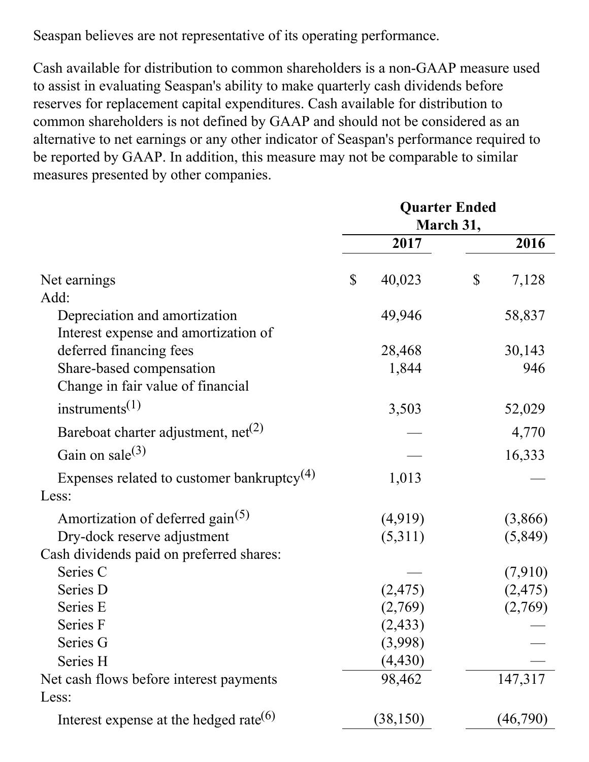Seaspan believes are not representative of its operating performance.

Cash available for distribution to common shareholders is a non-GAAP measure used to assist in evaluating Seaspan's ability to make quarterly cash dividends before reserves for replacement capital expenditures. Cash available for distribution to common shareholders is not defined by GAAP and should not be considered as an alternative to net earnings or any other indicator of Seaspan's performance required to be reported by GAAP. In addition, this measure may not be comparable to similar measures presented by other companies.

| | Quarter Ended March 31, | |
|---|---|---|
| | 2017 | 2016 |
| Net earnings | $ 40,023 | $ 7,128 |
| Add: | | |
| Depreciation and amortization | 49,946 | 58,837 |
| Interest expense and amortization of deferred financing fees | 28,468 | 30,143 |
| Share-based compensation | 1,844 | 946 |
| Change in fair value of financial instruments[1] | 3,503 | 52,029 |
| Bareboat charter adjustment, net[2] | — | 4,770 |
| Gain on sale[3] | — | 16,333 |
| Expenses related to customer bankruptcy[4] | 1,013 | — |
| Less: | | |
| Amortization of deferred gain[5] | (4,919) | (3,866) |
| Dry-dock reserve adjustment | (5,311) | (5,849) |
| Cash dividends paid on preferred shares: | | |
| Series C | — | (7,910) |
| Series D | (2,475) | (2,475) |
| Series E | (2,769) | (2,769) |
| Series F | (2,433) | — |
| Series G | (3,998) | — |
| Series H | (4,430) | — |
| Net cash flows before interest payments | 98,462 | 147,317 |
| Less: | | |
| Interest expense at the hedged rate[6] | (38,150) | (46,790) |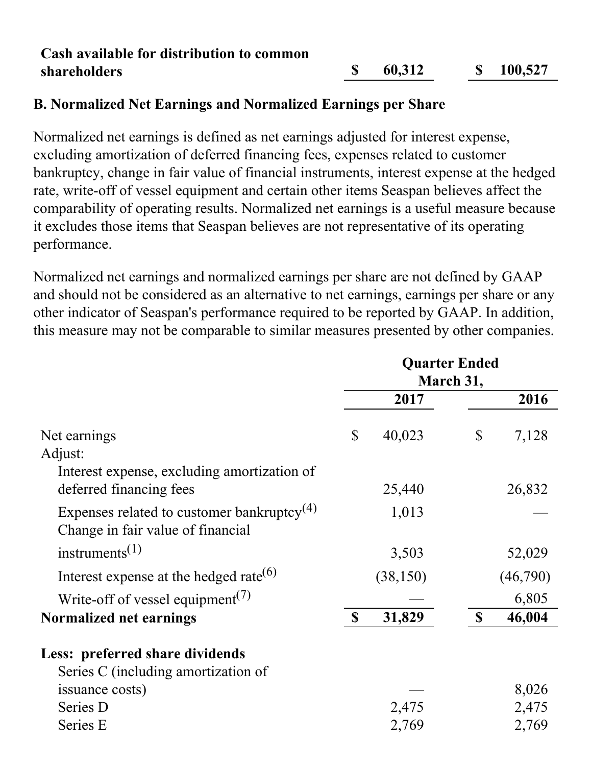| | | |
|---|---|---|
| **Cash available for distribution to common shareholders** | **$ 60,312** | **$ 100,527** |

## B. Normalized Net Earnings and Normalized Earnings per Share

Normalized net earnings is defined as net earnings adjusted for interest expense, excluding amortization of deferred financing fees, expenses related to customer bankruptcy, change in fair value of financial instruments, interest expense at the hedged rate, write-off of vessel equipment and certain other items Seaspan believes affect the comparability of operating results. Normalized net earnings is a useful measure because it excludes those items that Seaspan believes are not representative of its operating performance.

Normalized net earnings and normalized earnings per share are not defined by GAAP and should not be considered as an alternative to net earnings, earnings per share or any other indicator of Seaspan's performance required to be reported by GAAP. In addition, this measure may not be comparable to similar measures presented by other companies.

| | Quarter Ended March 31, | |
|---|---|---|
| | 2017 | 2016 |
| Net earnings | $ 40,023 | $ 7,128 |
| Adjust: | | |
| Interest expense, excluding amortization of deferred financing fees | 25,440 | 26,832 |
| Expenses related to customer bankruptcy[4] | 1,013 | — |
| Change in fair value of financial instruments[1] | 3,503 | 52,029 |
| Interest expense at the hedged rate[6] | (38,150) | (46,790) |
| Write-off of vessel equipment[7] | — | 6,805 |
| **Normalized net earnings** | **$ 31,829** | **$ 46,004** |
| **Less: preferred share dividends** | | |
| Series C (including amortization of issuance costs) | — | 8,026 |
| Series D | 2,475 | 2,475 |
| Series E | 2,769 | 2,769 |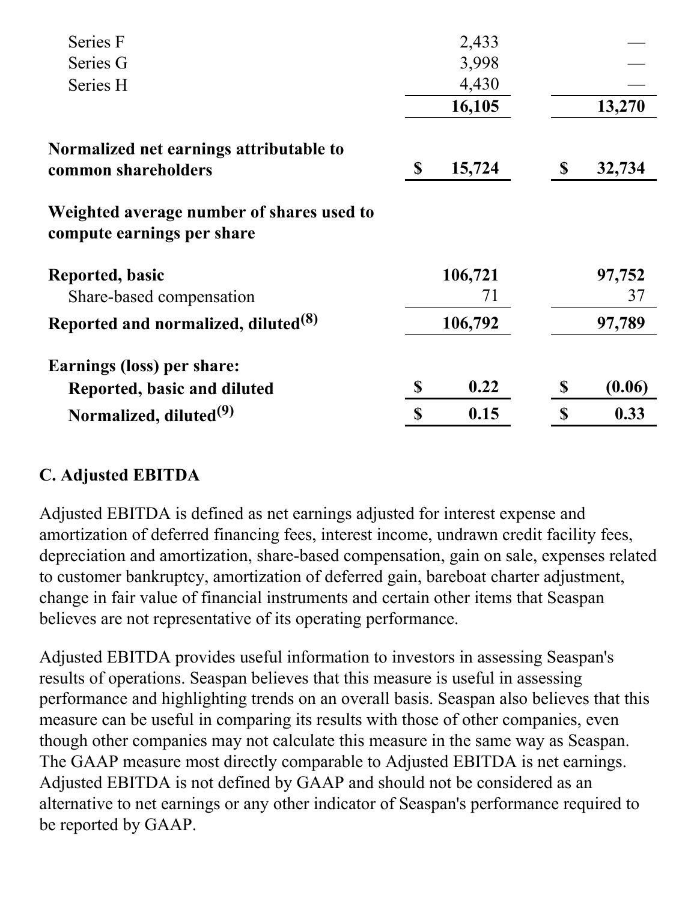| | | |
|---|---|---|
| Series F | 2,433 | — |
| Series G | 3,998 | — |
| Series H | 4,430 | — |
| | 16,105 | 13,270 |
| **Normalized net earnings attributable to common shareholders** | **$ 15,724** | **$ 32,734** |
| **Weighted average number of shares used to compute earnings per share** | | |
| **Reported, basic** | **106,721** | **97,752** |
| Share-based compensation | 71 | 37 |
| **Reported and normalized, diluted[(8)]** | **106,792** | **97,789** |
| **Earnings (loss) per share:** | | |
| **Reported, basic and diluted** | **$ 0.22** | **$ (0.06)** |
| **Normalized, diluted[(9)]** | **$ 0.15** | **$ 0.33** |

## C. Adjusted EBITDA

Adjusted EBITDA is defined as net earnings adjusted for interest expense and amortization of deferred financing fees, interest income, undrawn credit facility fees, depreciation and amortization, share-based compensation, gain on sale, expenses related to customer bankruptcy, amortization of deferred gain, bareboat charter adjustment, change in fair value of financial instruments and certain other items that Seaspan believes are not representative of its operating performance.

Adjusted EBITDA provides useful information to investors in assessing Seaspan's results of operations. Seaspan believes that this measure is useful in assessing performance and highlighting trends on an overall basis. Seaspan also believes that this measure can be useful in comparing its results with those of other companies, even though other companies may not calculate this measure in the same way as Seaspan. The GAAP measure most directly comparable to Adjusted EBITDA is net earnings. Adjusted EBITDA is not defined by GAAP and should not be considered as an alternative to net earnings or any other indicator of Seaspan's performance required to be reported by GAAP.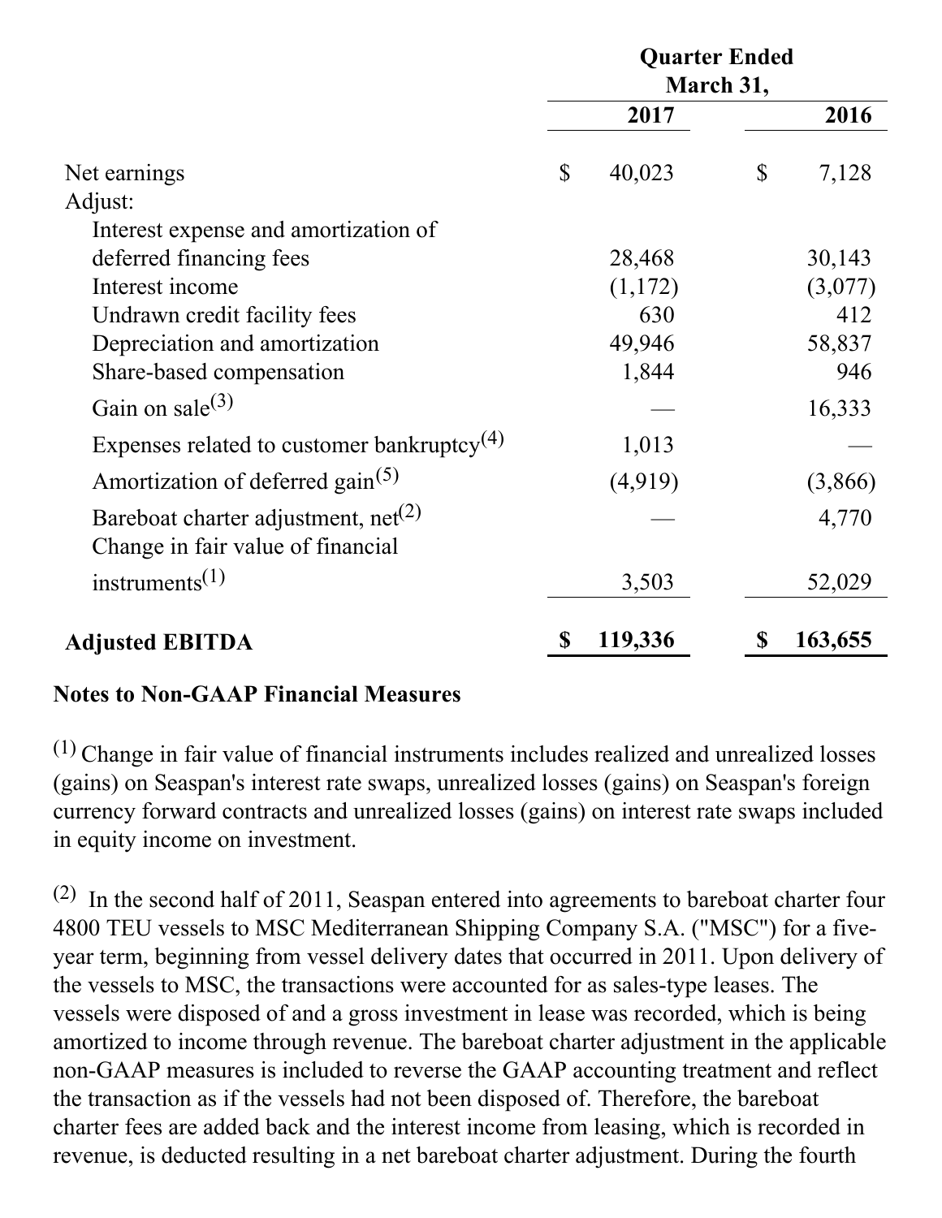| | Quarter Ended March 31, | |
|---|---|---|
| | 2017 | 2016 |
| Net earnings | $ 40,023 | $ 7,128 |
| Adjust: | | |
| Interest expense and amortization of deferred financing fees | 28,468 | 30,143 |
| Interest income | (1,172) | (3,077) |
| Undrawn credit facility fees | 630 | 412 |
| Depreciation and amortization | 49,946 | 58,837 |
| Share-based compensation | 1,844 | 946 |
| Gain on sale[3] | — | 16,333 |
| Expenses related to customer bankruptcy[4] | 1,013 | — |
| Amortization of deferred gain[5] | (4,919) | (3,866) |
| Bareboat charter adjustment, net[2] | — | 4,770 |
| Change in fair value of financial instruments[1] | 3,503 | 52,029 |
| **Adjusted EBITDA** | **$ 119,336** | **$ 163,655** |

**Notes to Non-GAAP Financial Measures**

[1] Change in fair value of financial instruments includes realized and unrealized losses (gains) on Seaspan's interest rate swaps, unrealized losses (gains) on Seaspan's foreign currency forward contracts and unrealized losses (gains) on interest rate swaps included in equity income on investment.

[2] In the second half of 2011, Seaspan entered into agreements to bareboat charter four 4800 TEU vessels to MSC Mediterranean Shipping Company S.A. ("MSC") for a five-year term, beginning from vessel delivery dates that occurred in 2011. Upon delivery of the vessels to MSC, the transactions were accounted for as sales-type leases. The vessels were disposed of and a gross investment in lease was recorded, which is being amortized to income through revenue. The bareboat charter adjustment in the applicable non-GAAP measures is included to reverse the GAAP accounting treatment and reflect the transaction as if the vessels had not been disposed of. Therefore, the bareboat charter fees are added back and the interest income from leasing, which is recorded in revenue, is deducted resulting in a net bareboat charter adjustment. During the fourth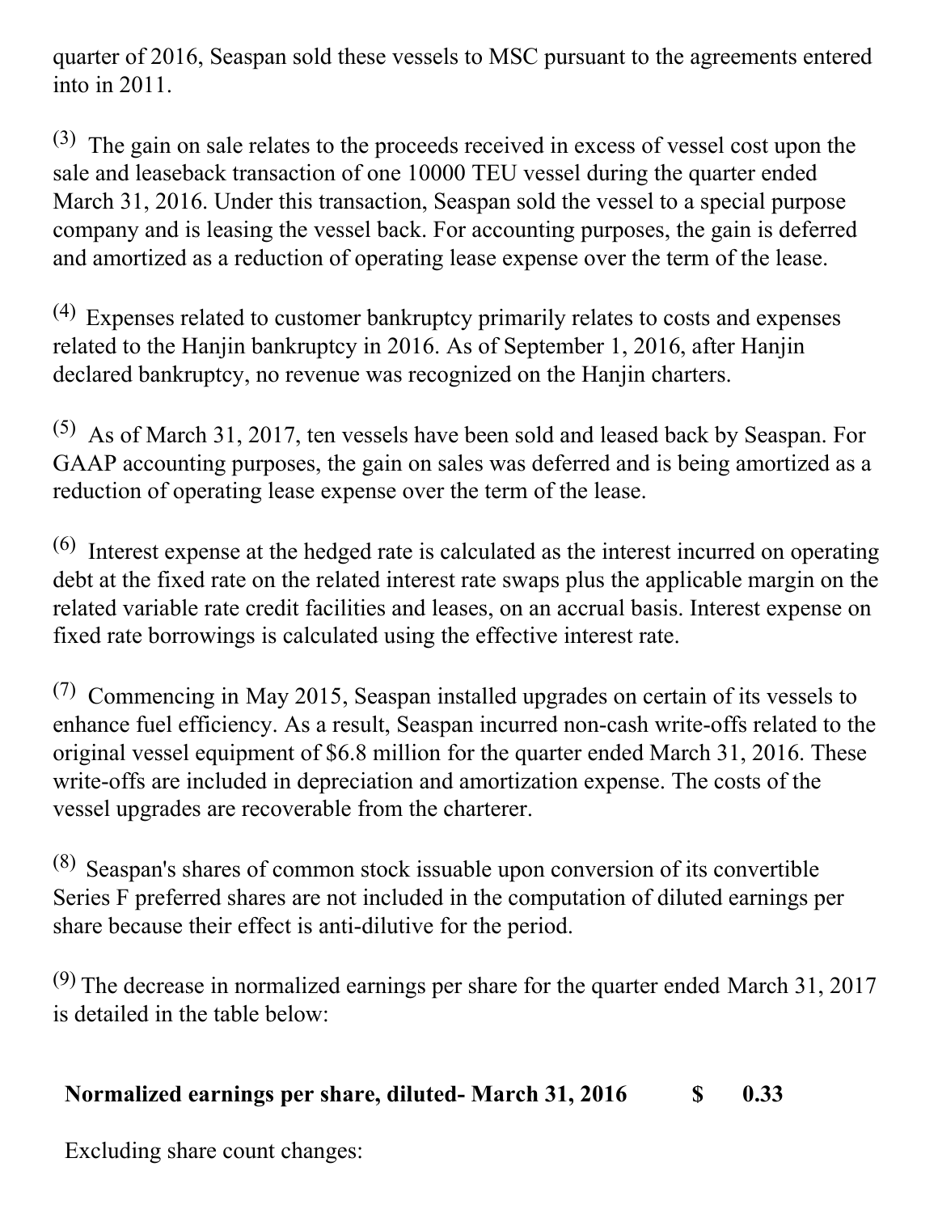quarter of 2016, Seaspan sold these vessels to MSC pursuant to the agreements entered into in 2011.

(3) The gain on sale relates to the proceeds received in excess of vessel cost upon the sale and leaseback transaction of one 10000 TEU vessel during the quarter ended March 31, 2016. Under this transaction, Seaspan sold the vessel to a special purpose company and is leasing the vessel back. For accounting purposes, the gain is deferred and amortized as a reduction of operating lease expense over the term of the lease.

(4) Expenses related to customer bankruptcy primarily relates to costs and expenses related to the Hanjin bankruptcy in 2016. As of September 1, 2016, after Hanjin declared bankruptcy, no revenue was recognized on the Hanjin charters.

(5) As of March 31, 2017, ten vessels have been sold and leased back by Seaspan. For GAAP accounting purposes, the gain on sales was deferred and is being amortized as a reduction of operating lease expense over the term of the lease.

(6) Interest expense at the hedged rate is calculated as the interest incurred on operating debt at the fixed rate on the related interest rate swaps plus the applicable margin on the related variable rate credit facilities and leases, on an accrual basis. Interest expense on fixed rate borrowings is calculated using the effective interest rate.

(7) Commencing in May 2015, Seaspan installed upgrades on certain of its vessels to enhance fuel efficiency. As a result, Seaspan incurred non-cash write-offs related to the original vessel equipment of $6.8 million for the quarter ended March 31, 2016. These write-offs are included in depreciation and amortization expense. The costs of the vessel upgrades are recoverable from the charterer.

(8) Seaspan's shares of common stock issuable upon conversion of its convertible Series F preferred shares are not included in the computation of diluted earnings per share because their effect is anti-dilutive for the period.

(9) The decrease in normalized earnings per share for the quarter ended March 31, 2017 is detailed in the table below:

| | | |
|---|---|---|
| **Normalized earnings per share, diluted- March 31, 2016** | **$** | **0.33** |
| Excluding share count changes: | | |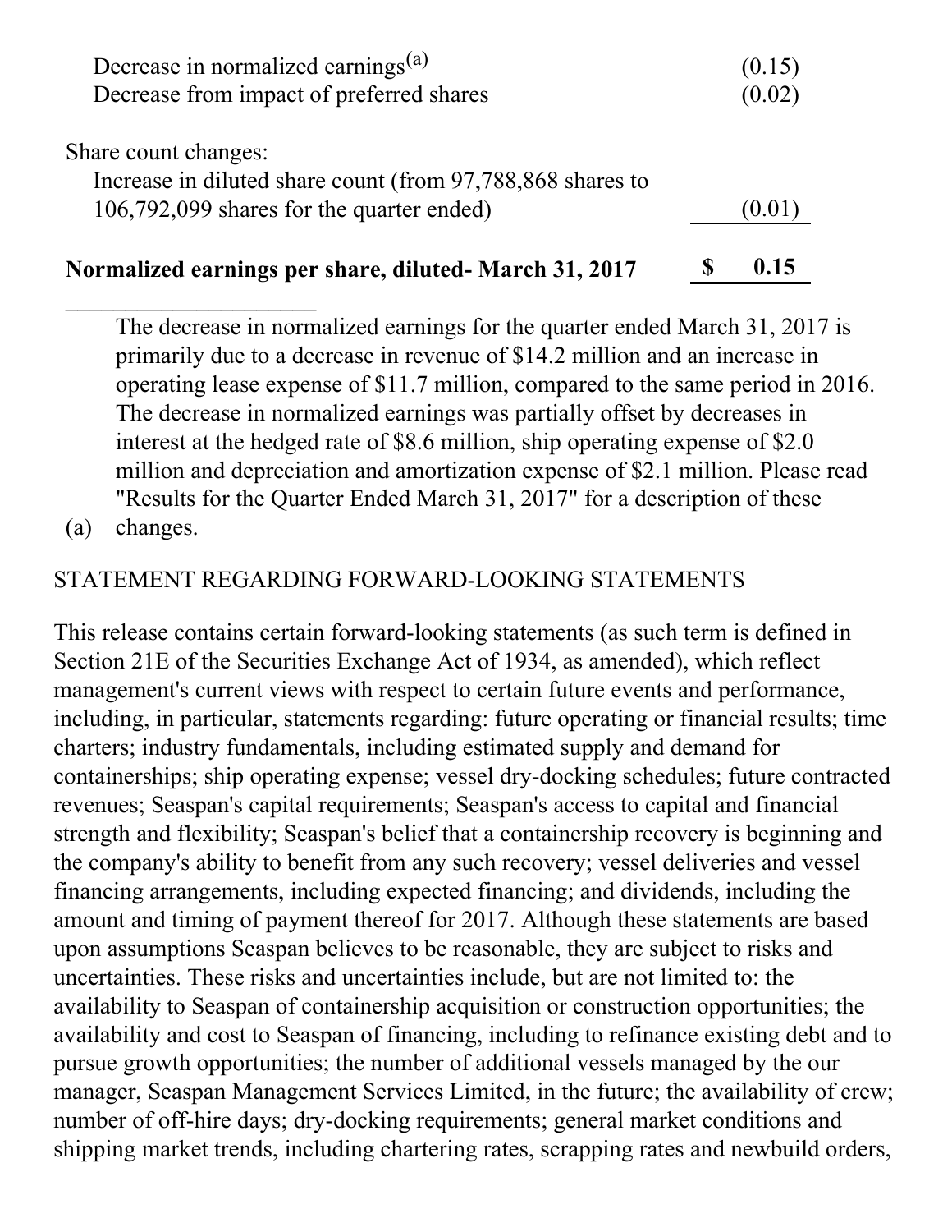| | |
|---|---|
| Decrease in normalized earnings[(a)] | (0.15) |
| Decrease from impact of preferred shares | (0.02) |
| | |
| Share count changes: | |
| Increase in diluted share count (from 97,788,868 shares to 106,792,099 shares for the quarter ended) | (0.01) |
| **Normalized earnings per share, diluted- March 31, 2017** | **$ 0.15** |

(a) The decrease in normalized earnings for the quarter ended March 31, 2017 is primarily due to a decrease in revenue of $14.2 million and an increase in operating lease expense of $11.7 million, compared to the same period in 2016. The decrease in normalized earnings was partially offset by decreases in interest at the hedged rate of $8.6 million, ship operating expense of $2.0 million and depreciation and amortization expense of $2.1 million. Please read "Results for the Quarter Ended March 31, 2017" for a description of these changes.

STATEMENT REGARDING FORWARD-LOOKING STATEMENTS

This release contains certain forward-looking statements (as such term is defined in Section 21E of the Securities Exchange Act of 1934, as amended), which reflect management's current views with respect to certain future events and performance, including, in particular, statements regarding: future operating or financial results; time charters; industry fundamentals, including estimated supply and demand for containerships; ship operating expense; vessel dry-docking schedules; future contracted revenues; Seaspan's capital requirements; Seaspan's access to capital and financial strength and flexibility; Seaspan's belief that a containership recovery is beginning and the company's ability to benefit from any such recovery; vessel deliveries and vessel financing arrangements, including expected financing; and dividends, including the amount and timing of payment thereof for 2017. Although these statements are based upon assumptions Seaspan believes to be reasonable, they are subject to risks and uncertainties. These risks and uncertainties include, but are not limited to: the availability to Seaspan of containership acquisition or construction opportunities; the availability and cost to Seaspan of financing, including to refinance existing debt and to pursue growth opportunities; the number of additional vessels managed by the our manager, Seaspan Management Services Limited, in the future; the availability of crew; number of off-hire days; dry-docking requirements; general market conditions and shipping market trends, including chartering rates, scrapping rates and newbuild orders,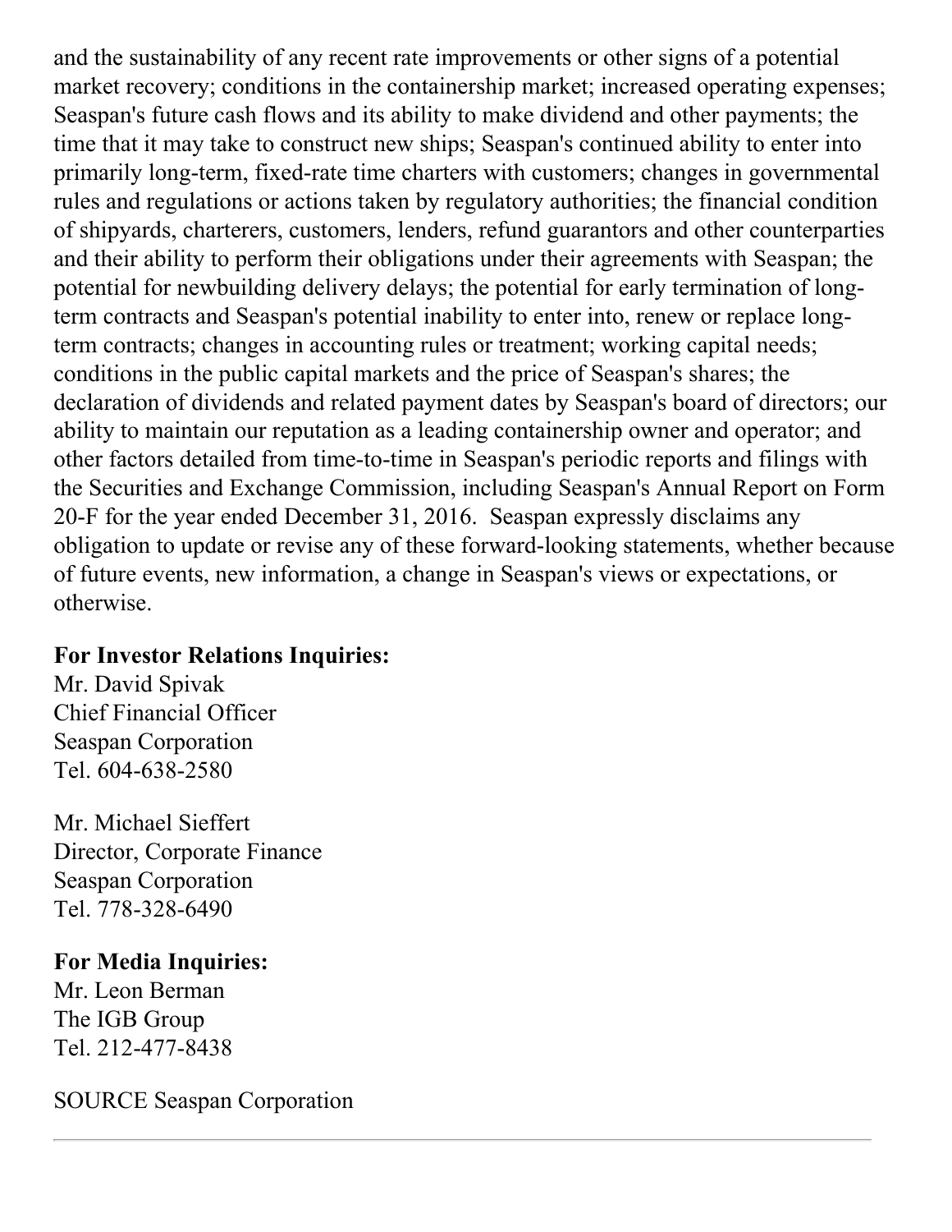and the sustainability of any recent rate improvements or other signs of a potential market recovery; conditions in the containership market; increased operating expenses; Seaspan's future cash flows and its ability to make dividend and other payments; the time that it may take to construct new ships; Seaspan's continued ability to enter into primarily long-term, fixed-rate time charters with customers; changes in governmental rules and regulations or actions taken by regulatory authorities; the financial condition of shipyards, charterers, customers, lenders, refund guarantors and other counterparties and their ability to perform their obligations under their agreements with Seaspan; the potential for newbuilding delivery delays; the potential for early termination of long-term contracts and Seaspan's potential inability to enter into, renew or replace long-term contracts; changes in accounting rules or treatment; working capital needs; conditions in the public capital markets and the price of Seaspan's shares; the declaration of dividends and related payment dates by Seaspan's board of directors; our ability to maintain our reputation as a leading containership owner and operator; and other factors detailed from time-to-time in Seaspan's periodic reports and filings with the Securities and Exchange Commission, including Seaspan's Annual Report on Form 20-F for the year ended December 31, 2016. Seaspan expressly disclaims any obligation to update or revise any of these forward-looking statements, whether because of future events, new information, a change in Seaspan's views or expectations, or otherwise.

**For Investor Relations Inquiries:**
Mr. David Spivak
Chief Financial Officer
Seaspan Corporation
Tel. 604-638-2580

Mr. Michael Sieffert
Director, Corporate Finance
Seaspan Corporation
Tel. 778-328-6490

**For Media Inquiries:**
Mr. Leon Berman
The IGB Group
Tel. 212-477-8438

SOURCE Seaspan Corporation